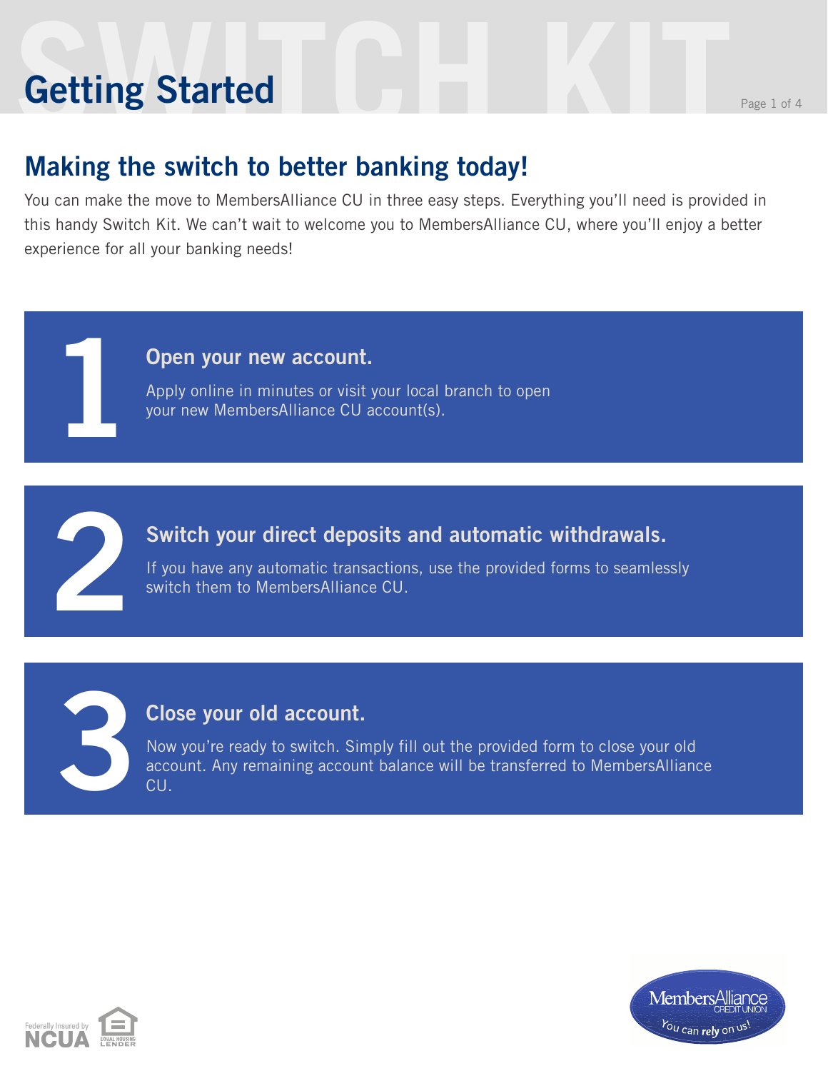# Getting Started

## Making the switch to better banking today!

You can make the move to MembersAlliance CU in three easy steps. Everything you'll need is provided in this handy Switch Kit. We can't wait to welcome you to MembersAlliance CU, where you'll enjoy a better experience for all your banking needs!

### 1 Open your new account.

Apply online in minutes or visit your local branch to open your new MembersAlliance CU account(s).

### 2 Switch your direct deposits and automatic withdrawals.

If you have any automatic transactions, use the provided forms to seamlessly switch them to MembersAlliance CU.

### 3 Close your old account.

Now you're ready to switch. Simply fill out the provided form to close your old account. Any remaining account balance will be transferred to MembersAlliance CU.

Federally Insured by NCUA

EQUAL HOUSING LENDER

MembersAlliance CREDIT UNION

You can rely on us!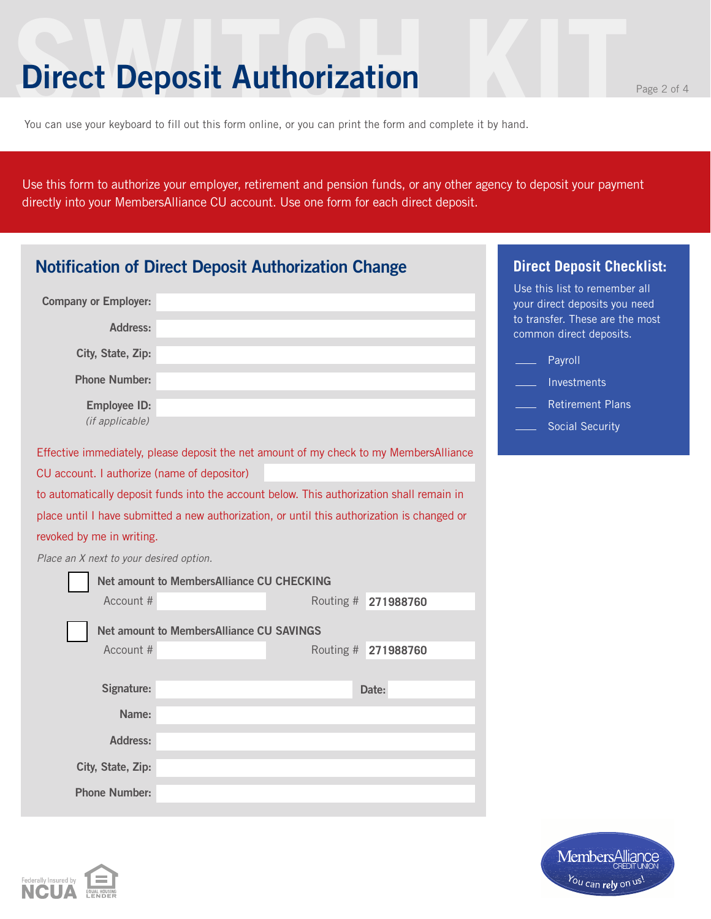# Direct Deposit Authorization

You can use your keyboard to fill out this form online, or you can print the form and complete it by hand.

Use this form to authorize your employer, retirement and pension funds, or any other agency to deposit your payment directly into your MembersAlliance CU account. Use one form for each direct deposit.

## Notification of Direct Deposit Authorization Change

**Company or Employer:** \_\_\_\_\_\_\_\_\_\_\_\_\_\_\_\_

**Address:** \_\_\_\_\_\_\_\_\_\_\_\_\_\_\_\_

**City, State, Zip:** \_\_\_\_\_\_\_\_\_\_\_\_\_\_\_\_

**Phone Number:** \_\_\_\_\_\_\_\_\_\_\_\_\_\_\_\_

**Employee ID:** *(if applicable)* \_\_\_\_\_\_\_\_\_\_\_\_\_\_\_\_

Effective immediately, please deposit the net amount of my check to my MembersAlliance CU account. I authorize (name of depositor) \_\_\_\_\_\_\_\_\_\_\_\_\_\_\_\_ to automatically deposit funds into the account below. This authorization shall remain in place until I have submitted a new authorization, or until this authorization is changed or revoked by me in writing.

*Place an X next to your desired option.*

☐ **Net amount to MembersAlliance CU CHECKING**

Account # \_\_\_\_\_\_\_\_\_\_ Routing # **271988760**

☐ **Net amount to MembersAlliance CU SAVINGS**

Account # \_\_\_\_\_\_\_\_\_\_ Routing # **271988760**

**Signature:** \_\_\_\_\_\_\_\_\_\_\_\_\_\_\_\_ **Date:** \_\_\_\_\_\_\_\_

**Name:** \_\_\_\_\_\_\_\_\_\_\_\_\_\_\_\_

**Address:** \_\_\_\_\_\_\_\_\_\_\_\_\_\_\_\_

**City, State, Zip:** \_\_\_\_\_\_\_\_\_\_\_\_\_\_\_\_

**Phone Number:** \_\_\_\_\_\_\_\_\_\_\_\_\_\_\_\_

### Direct Deposit Checklist:

Use this list to remember all your direct deposits you need to transfer. These are the most common direct deposits.

\_\_\_\_ Payroll

\_\_\_\_ Investments

\_\_\_\_ Retirement Plans

\_\_\_\_ Social Security

Federally Insured by NCUA

Equal Housing Lender

MembersAlliance Credit Union — You can rely on us!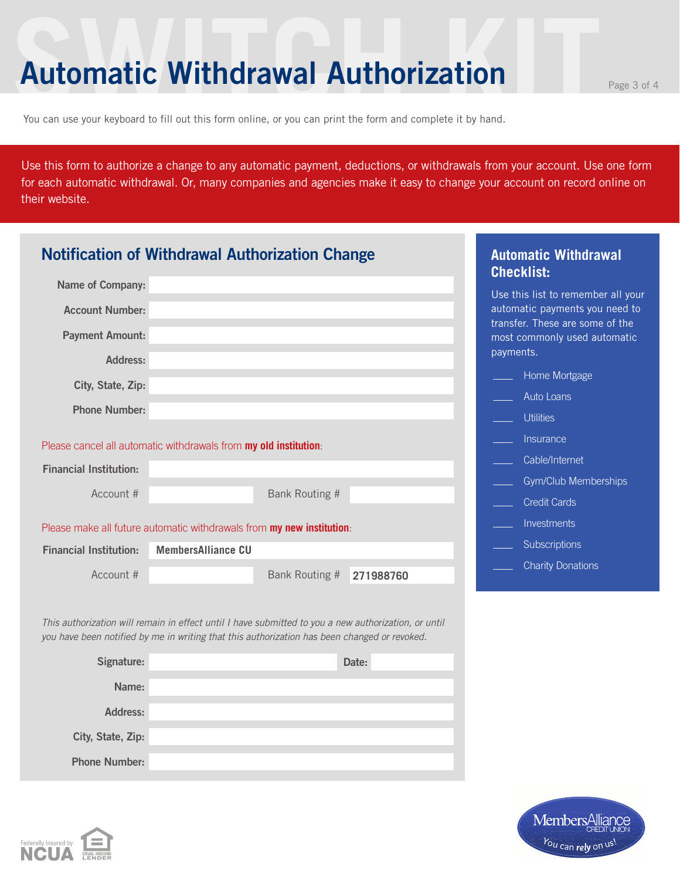# Automatic Withdrawal Authorization

You can use your keyboard to fill out this form online, or you can print the form and complete it by hand.

Use this form to authorize a change to any automatic payment, deductions, or withdrawals from your account. Use one form for each automatic withdrawal. Or, many companies and agencies make it easy to change your account on record online on their website.

## Notification of Withdrawal Authorization Change

**Name of Company:**

**Account Number:**

**Payment Amount:**

**Address:**

**City, State, Zip:**

**Phone Number:**

Please cancel all automatic withdrawals from **my old institution**:

**Financial Institution:**

Account # ____ Bank Routing # ____

Please make all future automatic withdrawals from **my new institution**:

**Financial Institution:** **MembersAlliance CU**

Account # ____ Bank Routing # **271988760**

*This authorization will remain in effect until I have submitted to you a new authorization, or until you have been notified by me in writing that this authorization has been changed or revoked.*

**Signature:** ____ **Date:** ____

**Name:**

**Address:**

**City, State, Zip:**

**Phone Number:**

## Automatic Withdrawal Checklist:

Use this list to remember all your automatic payments you need to transfer. These are some of the most commonly used automatic payments.

- ____ Home Mortgage
- ____ Auto Loans
- ____ Utilities
- ____ Insurance
- ____ Cable/Internet
- ____ Gym/Club Memberships
- ____ Credit Cards
- ____ Investments
- ____ Subscriptions
- ____ Charity Donations

Federally Insured by NCUA — Equal Housing Lender

MembersAlliance Credit Union — You can rely on us!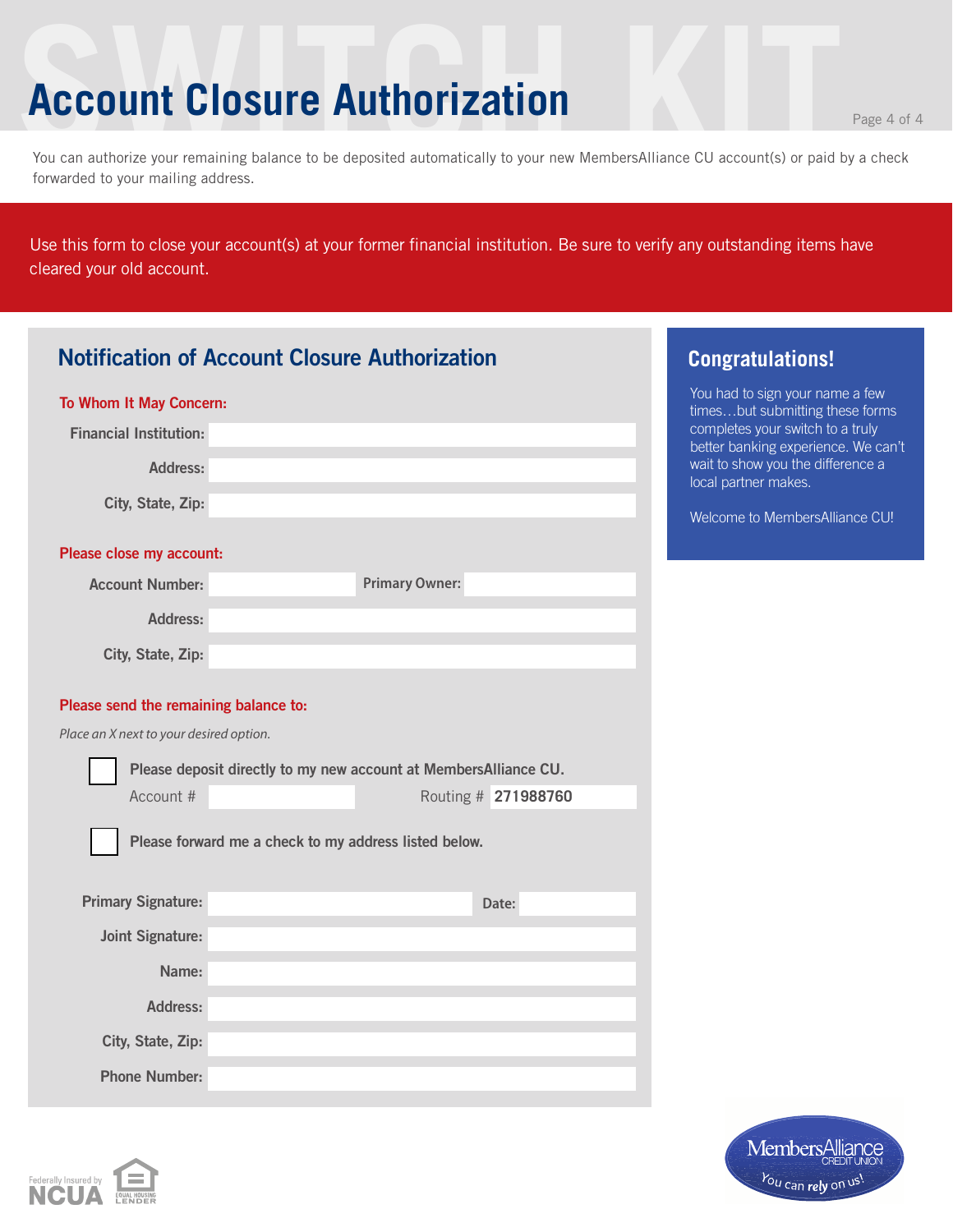# Account Closure Authorization

You can authorize your remaining balance to be deposited automatically to your new MembersAlliance CU account(s) or paid by a check forwarded to your mailing address.

Use this form to close your account(s) at your former financial institution. Be sure to verify any outstanding items have cleared your old account.

## Notification of Account Closure Authorization

**To Whom It May Concern:**

**Financial Institution:**

**Address:**

**City, State, Zip:**

**Please close my account:**

**Account Number:** **Primary Owner:**

**Address:**

**City, State, Zip:**

**Please send the remaining balance to:**

*Place an X next to your desired option.*

☐ **Please deposit directly to my new account at MembersAlliance CU.**

Account # Routing # **271988760**

☐ **Please forward me a check to my address listed below.**

**Primary Signature:** **Date:**

**Joint Signature:**

**Name:**

**Address:**

**City, State, Zip:**

**Phone Number:**

## Congratulations!

You had to sign your name a few times…but submitting these forms completes your switch to a truly better banking experience. We can't wait to show you the difference a local partner makes.

Welcome to MembersAlliance CU!

Federally Insured by NCUA

EQUAL HOUSING LENDER

MembersAlliance CREDIT UNION

You can rely on us!